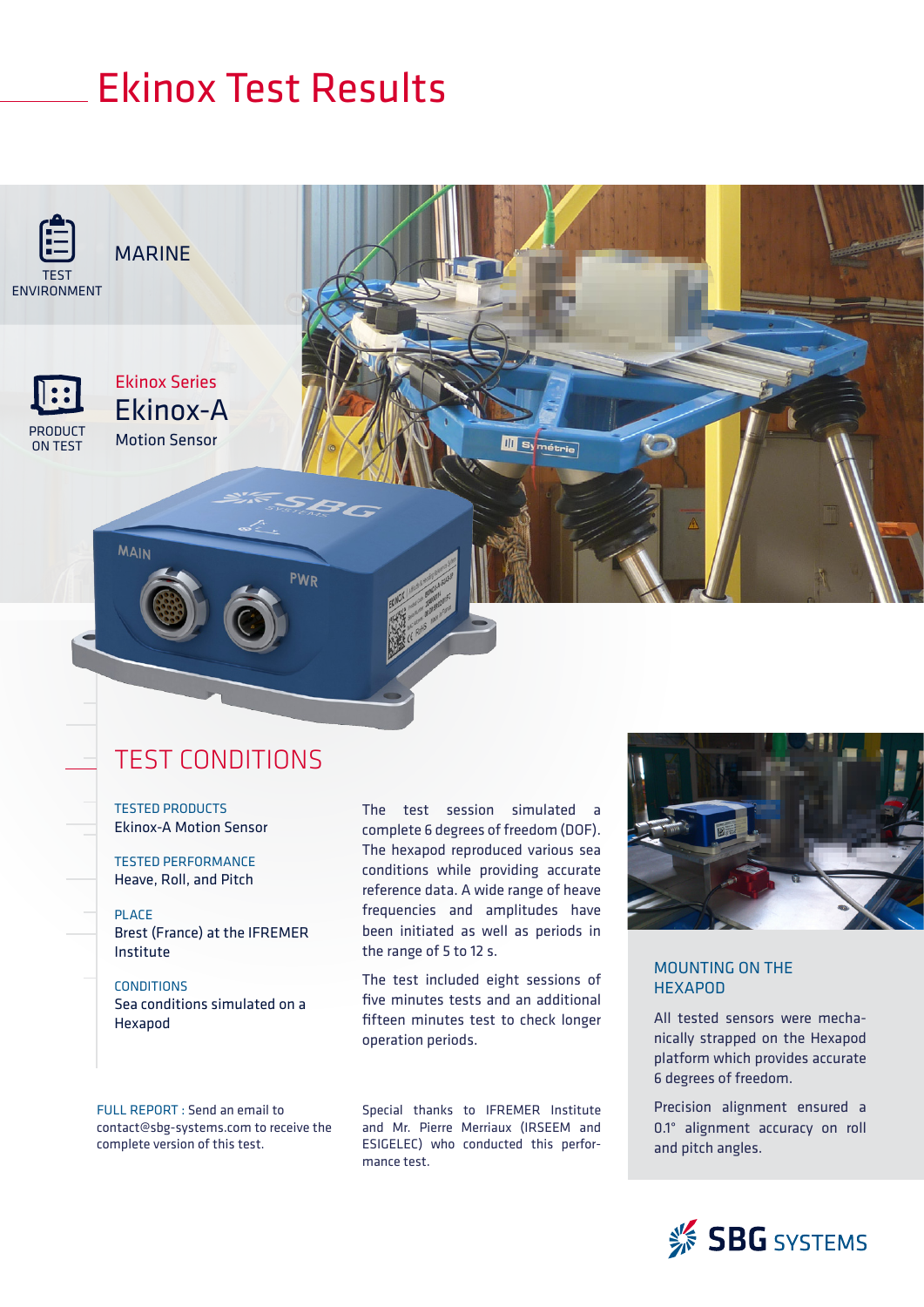# Ekinox Test Results

TEST ENVIRONMENT

MARINE

PRODUCT ON TEST

Ekinox Series

Ekinox-A

Motion Sensor

## TEST CONDITIONS

TESTED PRODUCTS
Ekinox-A Motion Sensor

TESTED PERFORMANCE
Heave, Roll, and Pitch

PLACE
Brest (France) at the IFREMER Institute

CONDITIONS
Sea conditions simulated on a Hexapod

The test session simulated a complete 6 degrees of freedom (DOF). The hexapod reproduced various sea conditions while providing accurate reference data. A wide range of heave frequencies and amplitudes have been initiated as well as periods in the range of 5 to 12 s.

The test included eight sessions of five minutes tests and an additional fifteen minutes test to check longer operation periods.

### MOUNTING ON THE HEXAPOD

All tested sensors were mechanically strapped on the Hexapod platform which provides accurate 6 degrees of freedom.

Precision alignment ensured a 0.1° alignment accuracy on roll and pitch angles.

FULL REPORT : Send an email to contact@sbg-systems.com to receive the complete version of this test.

Special thanks to IFREMER Institute and Mr. Pierre Merriaux (IRSEEM and ESIGELEC) who conducted this performance test.

SBG SYSTEMS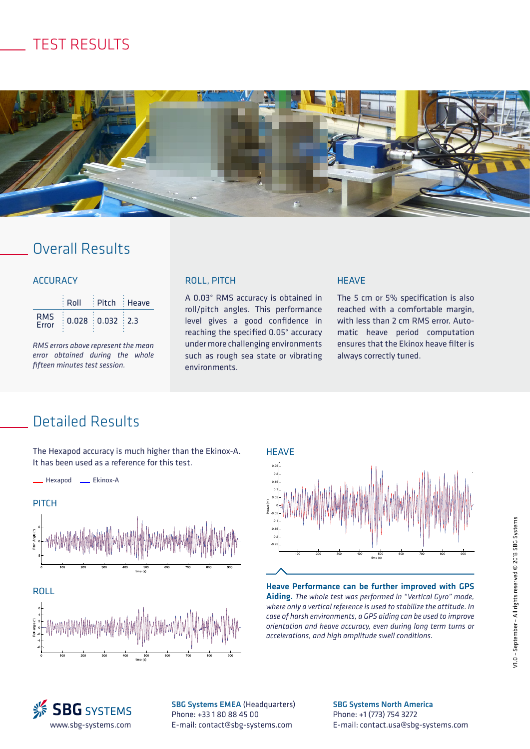# TEST RESULTS

## Overall Results

### ACCURACY

| | Roll | Pitch | Heave |
|---|---|---|---|
| RMS Error | 0.028 | 0.032 | 2.3 |

*RMS errors above represent the mean error obtained during the whole fifteen minutes test session.*

### ROLL, PITCH

A 0.03° RMS accuracy is obtained in roll/pitch angles. This performance level gives a good confidence in reaching the specified 0.05° accuracy under more challenging environments such as rough sea state or vibrating environments.

### HEAVE

The 5 cm or 5% specification is also reached with a comfortable margin, with less than 2 cm RMS error. Automatic heave period computation ensures that the Ekinox heave filter is always correctly tuned.

## Detailed Results

The Hexapod accuracy is much higher than the Ekinox-A. It has been used as a reference for this test.

Hexapod
Ekinox-A

### PITCH

Pitch Angle (°)
5
0
-5
0 100 200 300 400 500 600 700 800 900
time (s)

### ROLL

Roll angle (°)
6
4
2
0
-2
-4
-6
0 100 200 300 400 500 600 700 800 900
time (s)

### HEAVE

Heave (m)
0.25
0.2
0.15
0.1
0.05
0
-0.05
-0.1
-0.15
-0.2
-0.25
100 200 300 400 500 600 700 800 900
time (s)

**Heave Performance can be further improved with GPS Aiding.** *The whole test was performed in "Vertical Gyro" mode, where only a vertical reference is used to stabilize the attitude. In case of harsh environments, a GPS aiding can be used to improve orientation and heave accuracy, even during long term turns or accelerations, and high amplitude swell conditions.*

V1.0 – September - All rights reserved © 2013 SBG Systems

SBG SYSTEMS
www.sbg-systems.com

**SBG Systems EMEA** (Headquarters)
Phone: +33 1 80 88 45 00
E-mail: contact@sbg-systems.com

**SBG Systems North America**
Phone: +1 (773) 754 3272
E-mail: contact.usa@sbg-systems.com